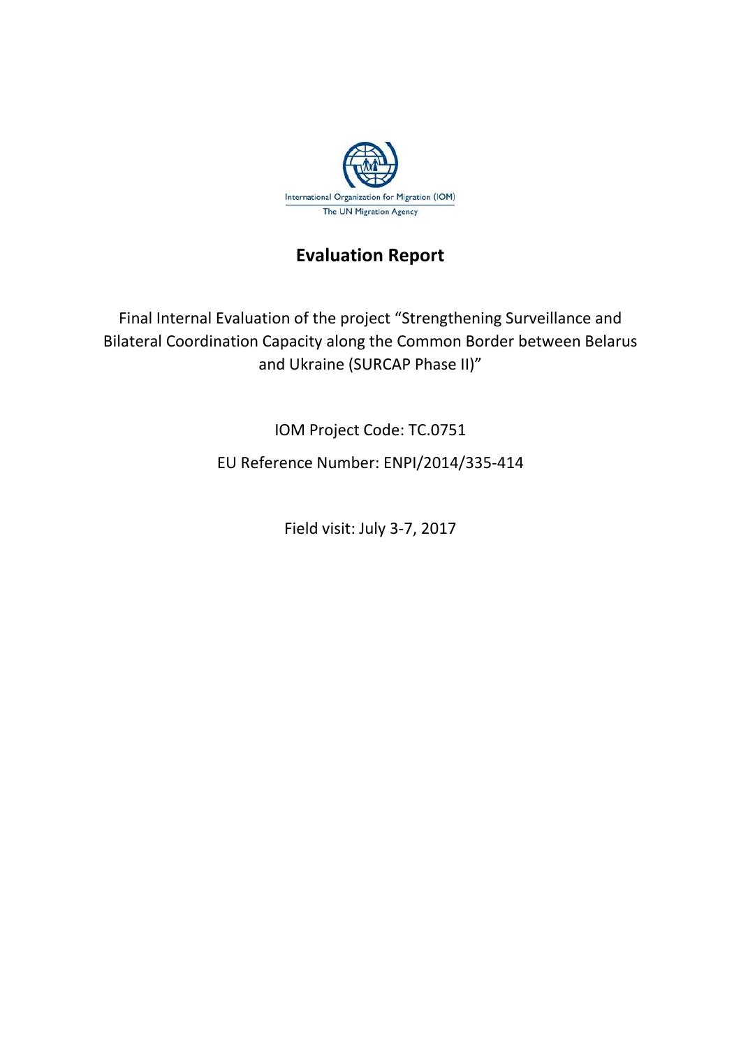International Organization for Migration (IOM)
The UN Migration Agency

# Evaluation Report

Final Internal Evaluation of the project "Strengthening Surveillance and Bilateral Coordination Capacity along the Common Border between Belarus and Ukraine (SURCAP Phase II)"

IOM Project Code: TC.0751

EU Reference Number: ENPI/2014/335-414

Field visit: July 3-7, 2017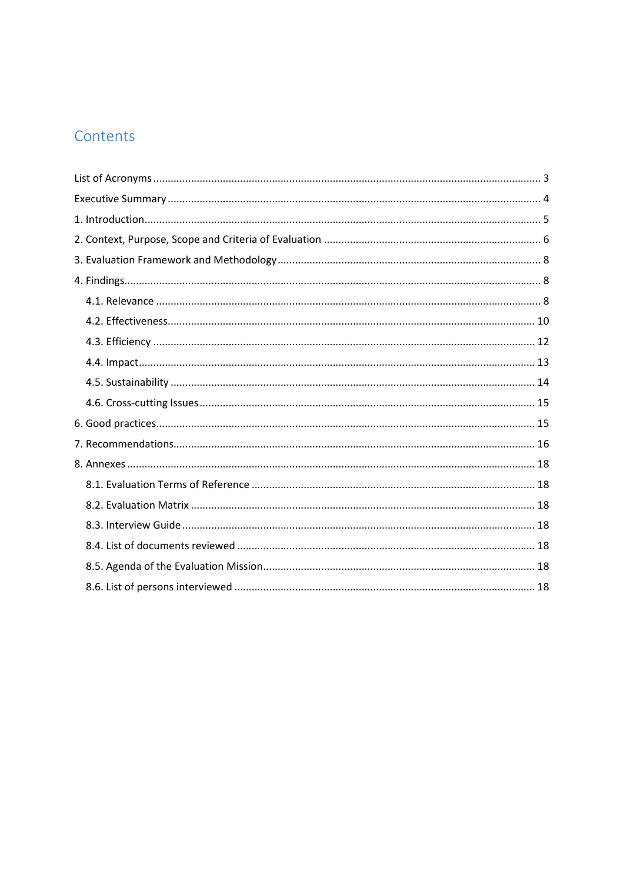# Contents

- List of Acronyms ... 3
- Executive Summary ... 4
- 1. Introduction ... 5
- 2. Context, Purpose, Scope and Criteria of Evaluation ... 6
- 3. Evaluation Framework and Methodology ... 8
- 4. Findings ... 8
  - 4.1. Relevance ... 8
  - 4.2. Effectiveness ... 10
  - 4.3. Efficiency ... 12
  - 4.4. Impact ... 13
  - 4.5. Sustainability ... 14
  - 4.6. Cross-cutting Issues ... 15
- 6. Good practices ... 15
- 7. Recommendations ... 16
- 8. Annexes ... 18
  - 8.1. Evaluation Terms of Reference ... 18
  - 8.2. Evaluation Matrix ... 18
  - 8.3. Interview Guide ... 18
  - 8.4. List of documents reviewed ... 18
  - 8.5. Agenda of the Evaluation Mission ... 18
  - 8.6. List of persons interviewed ... 18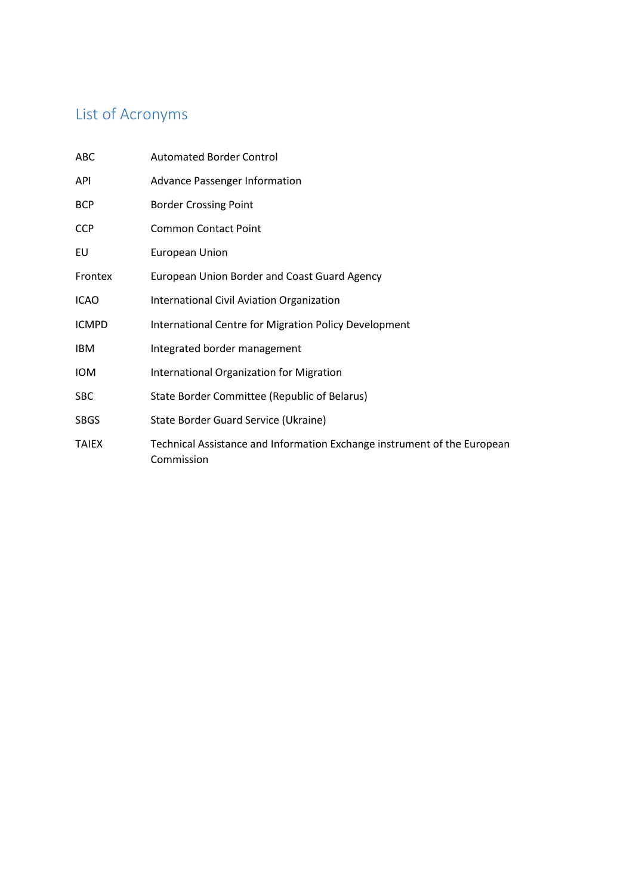# List of Acronyms

| | |
|---|---|
| ABC | Automated Border Control |
| API | Advance Passenger Information |
| BCP | Border Crossing Point |
| CCP | Common Contact Point |
| EU | European Union |
| Frontex | European Union Border and Coast Guard Agency |
| ICAO | International Civil Aviation Organization |
| ICMPD | International Centre for Migration Policy Development |
| IBM | Integrated border management |
| IOM | International Organization for Migration |
| SBC | State Border Committee (Republic of Belarus) |
| SBGS | State Border Guard Service (Ukraine) |
| TAIEX | Technical Assistance and Information Exchange instrument of the European Commission |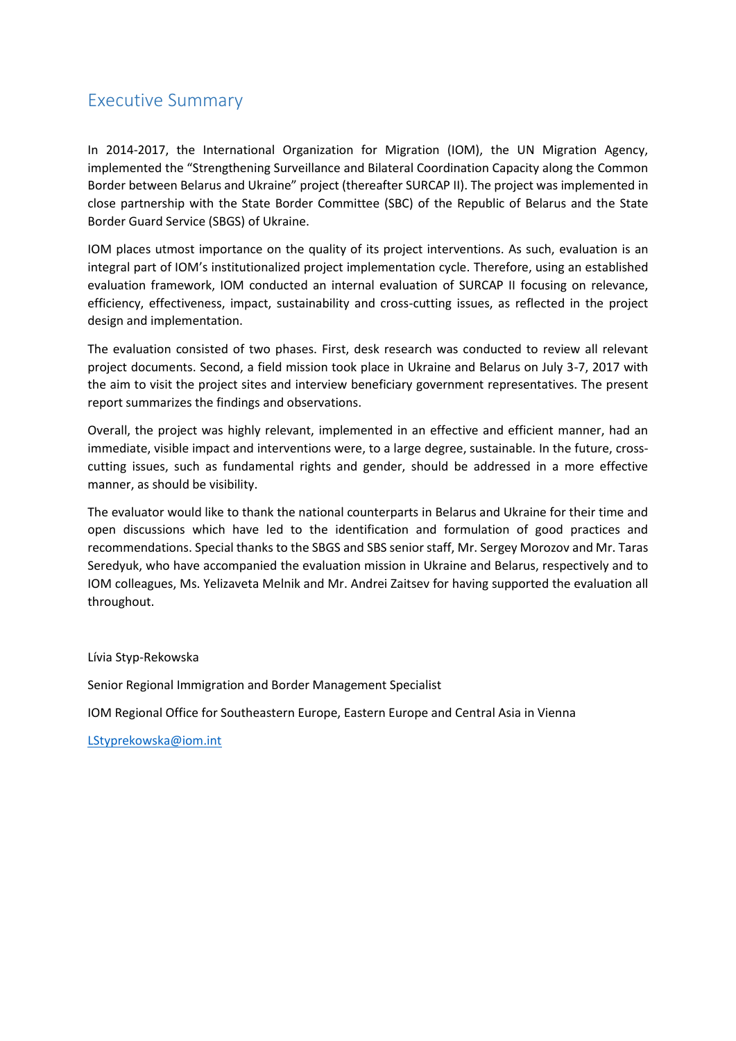# Executive Summary

In 2014-2017, the International Organization for Migration (IOM), the UN Migration Agency, implemented the "Strengthening Surveillance and Bilateral Coordination Capacity along the Common Border between Belarus and Ukraine" project (thereafter SURCAP II). The project was implemented in close partnership with the State Border Committee (SBC) of the Republic of Belarus and the State Border Guard Service (SBGS) of Ukraine.

IOM places utmost importance on the quality of its project interventions. As such, evaluation is an integral part of IOM's institutionalized project implementation cycle. Therefore, using an established evaluation framework, IOM conducted an internal evaluation of SURCAP II focusing on relevance, efficiency, effectiveness, impact, sustainability and cross-cutting issues, as reflected in the project design and implementation.

The evaluation consisted of two phases. First, desk research was conducted to review all relevant project documents. Second, a field mission took place in Ukraine and Belarus on July 3-7, 2017 with the aim to visit the project sites and interview beneficiary government representatives. The present report summarizes the findings and observations.

Overall, the project was highly relevant, implemented in an effective and efficient manner, had an immediate, visible impact and interventions were, to a large degree, sustainable. In the future, cross-cutting issues, such as fundamental rights and gender, should be addressed in a more effective manner, as should be visibility.

The evaluator would like to thank the national counterparts in Belarus and Ukraine for their time and open discussions which have led to the identification and formulation of good practices and recommendations. Special thanks to the SBGS and SBS senior staff, Mr. Sergey Morozov and Mr. Taras Seredyuk, who have accompanied the evaluation mission in Ukraine and Belarus, respectively and to IOM colleagues, Ms. Yelizaveta Melnik and Mr. Andrei Zaitsev for having supported the evaluation all throughout.

Lívia Styp-Rekowska

Senior Regional Immigration and Border Management Specialist

IOM Regional Office for Southeastern Europe, Eastern Europe and Central Asia in Vienna

LStyprekowska@iom.int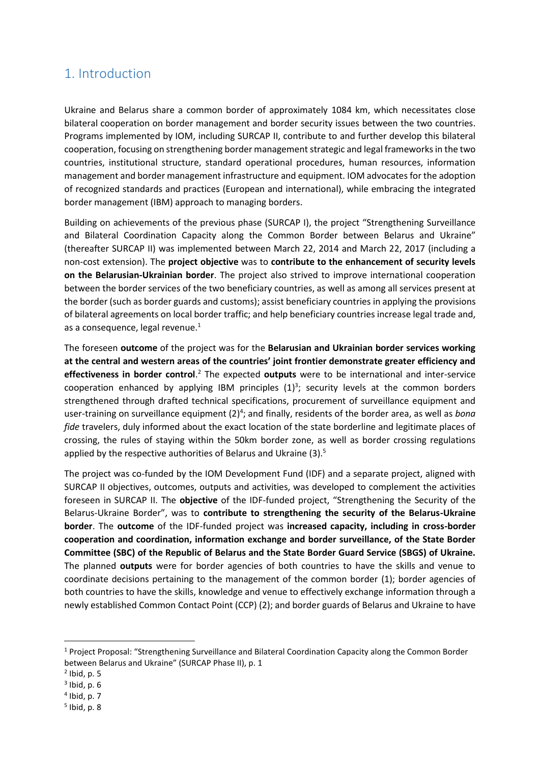# 1. Introduction

Ukraine and Belarus share a common border of approximately 1084 km, which necessitates close bilateral cooperation on border management and border security issues between the two countries. Programs implemented by IOM, including SURCAP II, contribute to and further develop this bilateral cooperation, focusing on strengthening border management strategic and legal frameworks in the two countries, institutional structure, standard operational procedures, human resources, information management and border management infrastructure and equipment. IOM advocates for the adoption of recognized standards and practices (European and international), while embracing the integrated border management (IBM) approach to managing borders.

Building on achievements of the previous phase (SURCAP I), the project "Strengthening Surveillance and Bilateral Coordination Capacity along the Common Border between Belarus and Ukraine" (thereafter SURCAP II) was implemented between March 22, 2014 and March 22, 2017 (including a non-cost extension). The **project objective** was to **contribute to the enhancement of security levels on the Belarusian-Ukrainian border**. The project also strived to improve international cooperation between the border services of the two beneficiary countries, as well as among all services present at the border (such as border guards and customs); assist beneficiary countries in applying the provisions of bilateral agreements on local border traffic; and help beneficiary countries increase legal trade and, as a consequence, legal revenue.[1]

The foreseen **outcome** of the project was for the **Belarusian and Ukrainian border services working at the central and western areas of the countries' joint frontier demonstrate greater efficiency and effectiveness in border control**.[2] The expected **outputs** were to be international and inter-service cooperation enhanced by applying IBM principles (1)[3]; security levels at the common borders strengthened through drafted technical specifications, procurement of surveillance equipment and user-training on surveillance equipment (2)[4]; and finally, residents of the border area, as well as *bona fide* travelers, duly informed about the exact location of the state borderline and legitimate places of crossing, the rules of staying within the 50km border zone, as well as border crossing regulations applied by the respective authorities of Belarus and Ukraine (3).[5]

The project was co-funded by the IOM Development Fund (IDF) and a separate project, aligned with SURCAP II objectives, outcomes, outputs and activities, was developed to complement the activities foreseen in SURCAP II. The **objective** of the IDF-funded project, "Strengthening the Security of the Belarus-Ukraine Border", was to **contribute to strengthening the security of the Belarus-Ukraine border**. The **outcome** of the IDF-funded project was **increased capacity, including in cross-border cooperation and coordination, information exchange and border surveillance, of the State Border Committee (SBC) of the Republic of Belarus and the State Border Guard Service (SBGS) of Ukraine.** The planned **outputs** were for border agencies of both countries to have the skills and venue to coordinate decisions pertaining to the management of the common border (1); border agencies of both countries to have the skills, knowledge and venue to effectively exchange information through a newly established Common Contact Point (CCP) (2); and border guards of Belarus and Ukraine to have

---

[1] Project Proposal: "Strengthening Surveillance and Bilateral Coordination Capacity along the Common Border between Belarus and Ukraine" (SURCAP Phase II), p. 1

[2] Ibid, p. 5

[3] Ibid, p. 6

[4] Ibid, p. 7

[5] Ibid, p. 8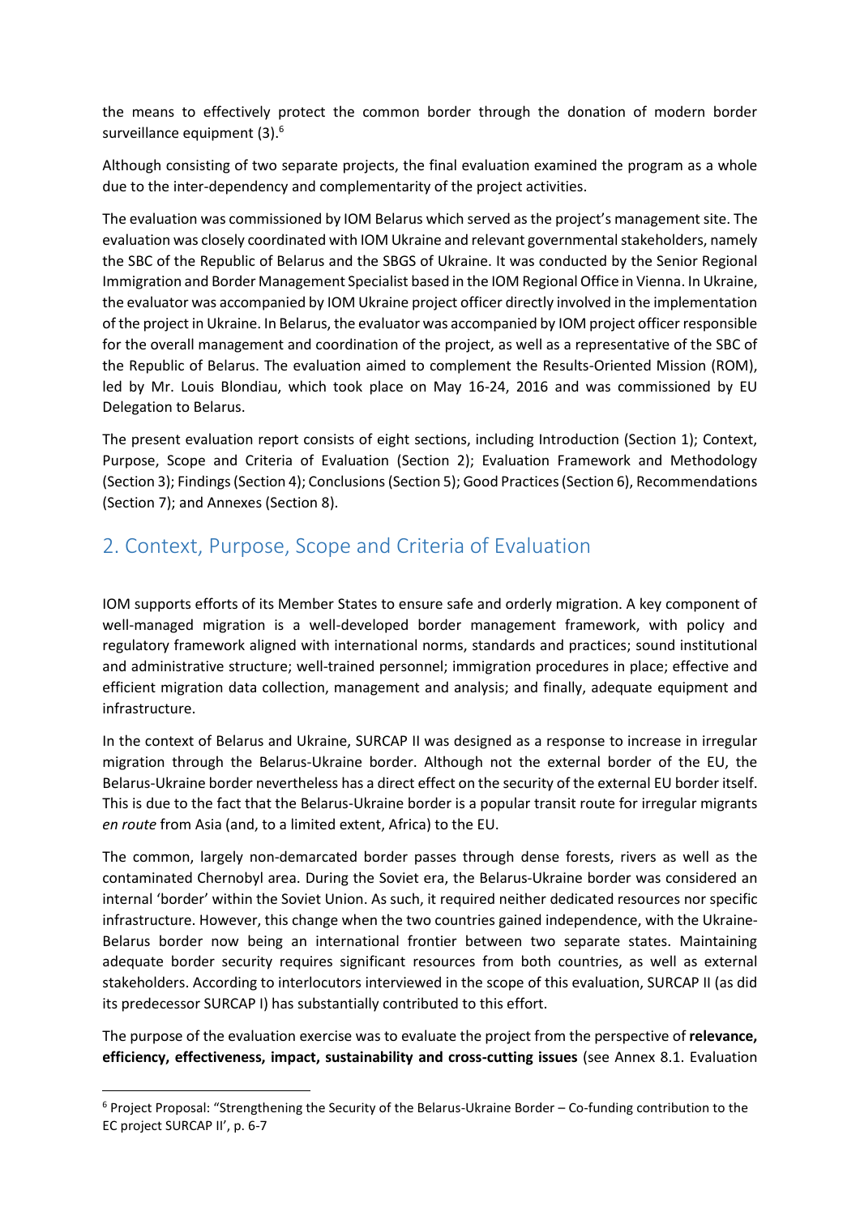the means to effectively protect the common border through the donation of modern border surveillance equipment (3).[6]

Although consisting of two separate projects, the final evaluation examined the program as a whole due to the inter-dependency and complementarity of the project activities.

The evaluation was commissioned by IOM Belarus which served as the project's management site. The evaluation was closely coordinated with IOM Ukraine and relevant governmental stakeholders, namely the SBC of the Republic of Belarus and the SBGS of Ukraine. It was conducted by the Senior Regional Immigration and Border Management Specialist based in the IOM Regional Office in Vienna. In Ukraine, the evaluator was accompanied by IOM Ukraine project officer directly involved in the implementation of the project in Ukraine. In Belarus, the evaluator was accompanied by IOM project officer responsible for the overall management and coordination of the project, as well as a representative of the SBC of the Republic of Belarus. The evaluation aimed to complement the Results-Oriented Mission (ROM), led by Mr. Louis Blondiau, which took place on May 16-24, 2016 and was commissioned by EU Delegation to Belarus.

The present evaluation report consists of eight sections, including Introduction (Section 1); Context, Purpose, Scope and Criteria of Evaluation (Section 2); Evaluation Framework and Methodology (Section 3); Findings (Section 4); Conclusions (Section 5); Good Practices (Section 6), Recommendations (Section 7); and Annexes (Section 8).

## 2. Context, Purpose, Scope and Criteria of Evaluation

IOM supports efforts of its Member States to ensure safe and orderly migration. A key component of well-managed migration is a well-developed border management framework, with policy and regulatory framework aligned with international norms, standards and practices; sound institutional and administrative structure; well-trained personnel; immigration procedures in place; effective and efficient migration data collection, management and analysis; and finally, adequate equipment and infrastructure.

In the context of Belarus and Ukraine, SURCAP II was designed as a response to increase in irregular migration through the Belarus-Ukraine border. Although not the external border of the EU, the Belarus-Ukraine border nevertheless has a direct effect on the security of the external EU border itself. This is due to the fact that the Belarus-Ukraine border is a popular transit route for irregular migrants *en route* from Asia (and, to a limited extent, Africa) to the EU.

The common, largely non-demarcated border passes through dense forests, rivers as well as the contaminated Chernobyl area. During the Soviet era, the Belarus-Ukraine border was considered an internal 'border' within the Soviet Union. As such, it required neither dedicated resources nor specific infrastructure. However, this change when the two countries gained independence, with the Ukraine-Belarus border now being an international frontier between two separate states. Maintaining adequate border security requires significant resources from both countries, as well as external stakeholders. According to interlocutors interviewed in the scope of this evaluation, SURCAP II (as did its predecessor SURCAP I) has substantially contributed to this effort.

The purpose of the evaluation exercise was to evaluate the project from the perspective of **relevance, efficiency, effectiveness, impact, sustainability and cross-cutting issues** (see Annex 8.1. Evaluation

[6] Project Proposal: "Strengthening the Security of the Belarus-Ukraine Border – Co-funding contribution to the EC project SURCAP II', p. 6-7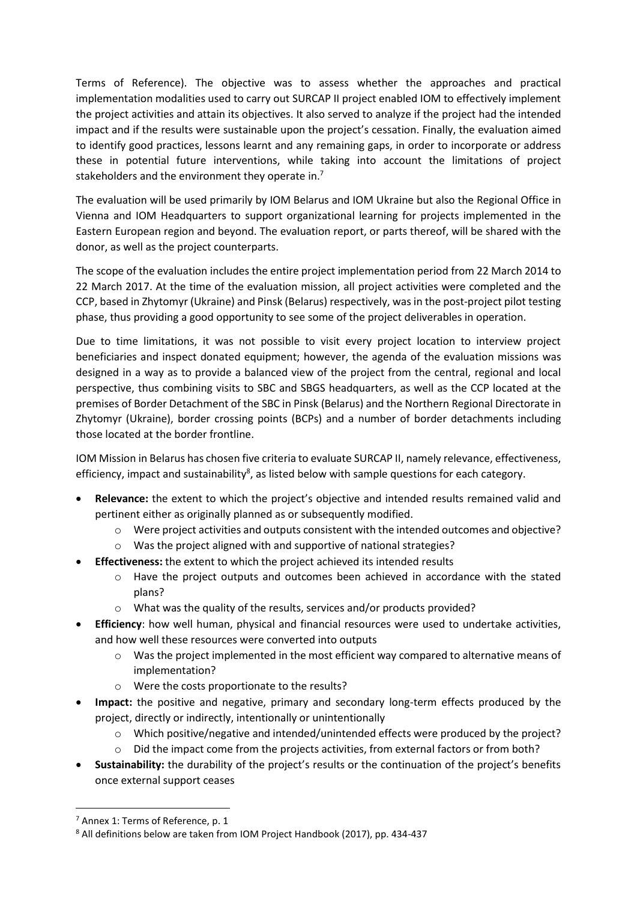Terms of Reference). The objective was to assess whether the approaches and practical implementation modalities used to carry out SURCAP II project enabled IOM to effectively implement the project activities and attain its objectives. It also served to analyze if the project had the intended impact and if the results were sustainable upon the project's cessation. Finally, the evaluation aimed to identify good practices, lessons learnt and any remaining gaps, in order to incorporate or address these in potential future interventions, while taking into account the limitations of project stakeholders and the environment they operate in.[7]

The evaluation will be used primarily by IOM Belarus and IOM Ukraine but also the Regional Office in Vienna and IOM Headquarters to support organizational learning for projects implemented in the Eastern European region and beyond. The evaluation report, or parts thereof, will be shared with the donor, as well as the project counterparts.

The scope of the evaluation includes the entire project implementation period from 22 March 2014 to 22 March 2017. At the time of the evaluation mission, all project activities were completed and the CCP, based in Zhytomyr (Ukraine) and Pinsk (Belarus) respectively, was in the post-project pilot testing phase, thus providing a good opportunity to see some of the project deliverables in operation.

Due to time limitations, it was not possible to visit every project location to interview project beneficiaries and inspect donated equipment; however, the agenda of the evaluation missions was designed in a way as to provide a balanced view of the project from the central, regional and local perspective, thus combining visits to SBC and SBGS headquarters, as well as the CCP located at the premises of Border Detachment of the SBC in Pinsk (Belarus) and the Northern Regional Directorate in Zhytomyr (Ukraine), border crossing points (BCPs) and a number of border detachments including those located at the border frontline.

IOM Mission in Belarus has chosen five criteria to evaluate SURCAP II, namely relevance, effectiveness, efficiency, impact and sustainability[8], as listed below with sample questions for each category.

- **Relevance:** the extent to which the project's objective and intended results remained valid and pertinent either as originally planned as or subsequently modified.
  - Were project activities and outputs consistent with the intended outcomes and objective?
  - Was the project aligned with and supportive of national strategies?
- **Effectiveness:** the extent to which the project achieved its intended results
  - Have the project outputs and outcomes been achieved in accordance with the stated plans?
  - What was the quality of the results, services and/or products provided?
- **Efficiency**: how well human, physical and financial resources were used to undertake activities, and how well these resources were converted into outputs
  - Was the project implemented in the most efficient way compared to alternative means of implementation?
  - Were the costs proportionate to the results?
- **Impact:** the positive and negative, primary and secondary long-term effects produced by the project, directly or indirectly, intentionally or unintentionally
  - Which positive/negative and intended/unintended effects were produced by the project?
  - Did the impact come from the projects activities, from external factors or from both?
- **Sustainability:** the durability of the project's results or the continuation of the project's benefits once external support ceases

[7] Annex 1: Terms of Reference, p. 1

[8] All definitions below are taken from IOM Project Handbook (2017), pp. 434-437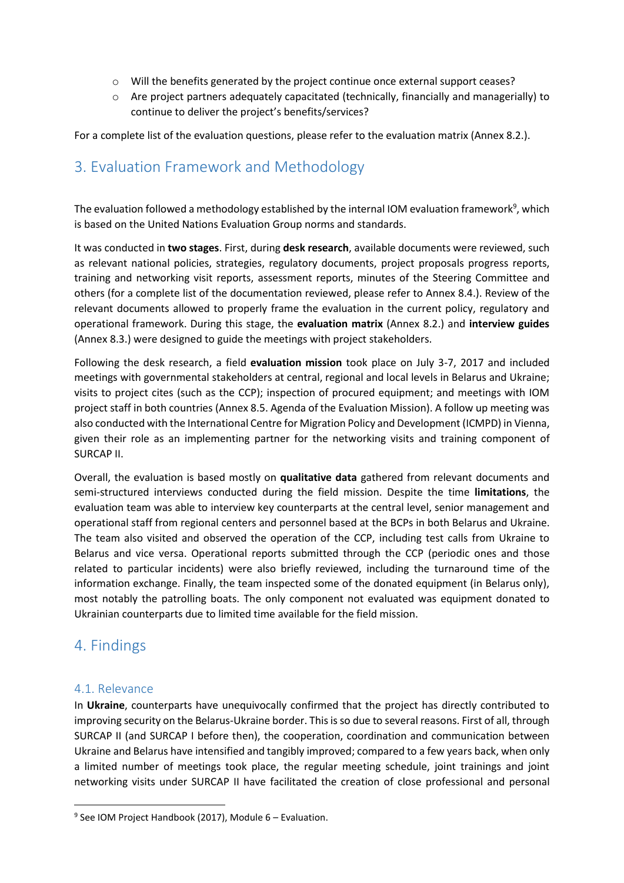- Will the benefits generated by the project continue once external support ceases?
- Are project partners adequately capacitated (technically, financially and managerially) to continue to deliver the project's benefits/services?

For a complete list of the evaluation questions, please refer to the evaluation matrix (Annex 8.2.).

## 3. Evaluation Framework and Methodology

The evaluation followed a methodology established by the internal IOM evaluation framework[9], which is based on the United Nations Evaluation Group norms and standards.

It was conducted in **two stages**. First, during **desk research**, available documents were reviewed, such as relevant national policies, strategies, regulatory documents, project proposals progress reports, training and networking visit reports, assessment reports, minutes of the Steering Committee and others (for a complete list of the documentation reviewed, please refer to Annex 8.4.). Review of the relevant documents allowed to properly frame the evaluation in the current policy, regulatory and operational framework. During this stage, the **evaluation matrix** (Annex 8.2.) and **interview guides** (Annex 8.3.) were designed to guide the meetings with project stakeholders.

Following the desk research, a field **evaluation mission** took place on July 3-7, 2017 and included meetings with governmental stakeholders at central, regional and local levels in Belarus and Ukraine; visits to project cites (such as the CCP); inspection of procured equipment; and meetings with IOM project staff in both countries (Annex 8.5. Agenda of the Evaluation Mission). A follow up meeting was also conducted with the International Centre for Migration Policy and Development (ICMPD) in Vienna, given their role as an implementing partner for the networking visits and training component of SURCAP II.

Overall, the evaluation is based mostly on **qualitative data** gathered from relevant documents and semi-structured interviews conducted during the field mission. Despite the time **limitations**, the evaluation team was able to interview key counterparts at the central level, senior management and operational staff from regional centers and personnel based at the BCPs in both Belarus and Ukraine. The team also visited and observed the operation of the CCP, including test calls from Ukraine to Belarus and vice versa. Operational reports submitted through the CCP (periodic ones and those related to particular incidents) were also briefly reviewed, including the turnaround time of the information exchange. Finally, the team inspected some of the donated equipment (in Belarus only), most notably the patrolling boats. The only component not evaluated was equipment donated to Ukrainian counterparts due to limited time available for the field mission.

## 4. Findings

### 4.1. Relevance

In **Ukraine**, counterparts have unequivocally confirmed that the project has directly contributed to improving security on the Belarus-Ukraine border. This is so due to several reasons. First of all, through SURCAP II (and SURCAP I before then), the cooperation, coordination and communication between Ukraine and Belarus have intensified and tangibly improved; compared to a few years back, when only a limited number of meetings took place, the regular meeting schedule, joint trainings and joint networking visits under SURCAP II have facilitated the creation of close professional and personal

[9] See IOM Project Handbook (2017), Module 6 – Evaluation.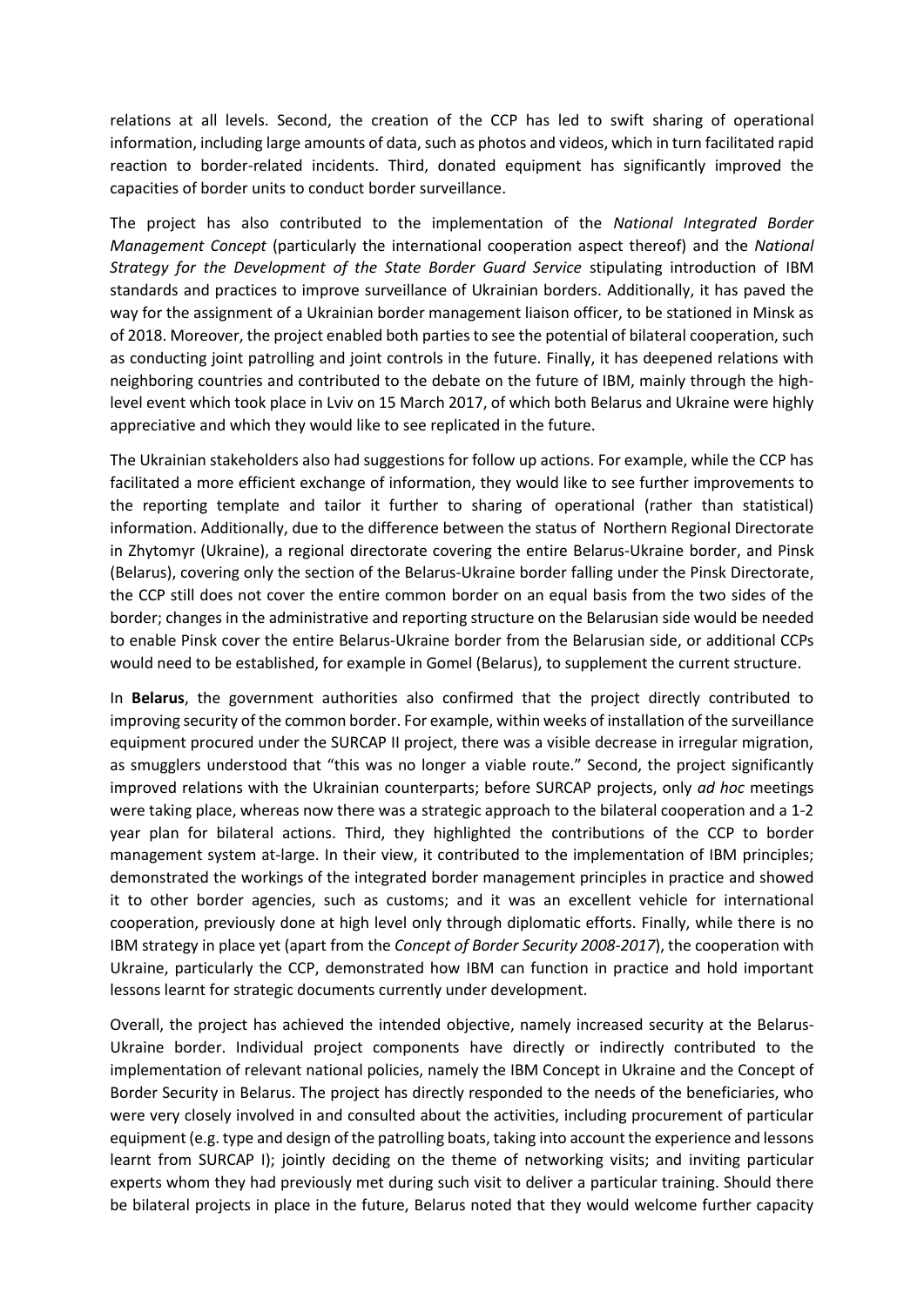relations at all levels. Second, the creation of the CCP has led to swift sharing of operational information, including large amounts of data, such as photos and videos, which in turn facilitated rapid reaction to border-related incidents. Third, donated equipment has significantly improved the capacities of border units to conduct border surveillance.

The project has also contributed to the implementation of the *National Integrated Border Management Concept* (particularly the international cooperation aspect thereof) and the *National Strategy for the Development of the State Border Guard Service* stipulating introduction of IBM standards and practices to improve surveillance of Ukrainian borders. Additionally, it has paved the way for the assignment of a Ukrainian border management liaison officer, to be stationed in Minsk as of 2018. Moreover, the project enabled both parties to see the potential of bilateral cooperation, such as conducting joint patrolling and joint controls in the future. Finally, it has deepened relations with neighboring countries and contributed to the debate on the future of IBM, mainly through the high-level event which took place in Lviv on 15 March 2017, of which both Belarus and Ukraine were highly appreciative and which they would like to see replicated in the future.

The Ukrainian stakeholders also had suggestions for follow up actions. For example, while the CCP has facilitated a more efficient exchange of information, they would like to see further improvements to the reporting template and tailor it further to sharing of operational (rather than statistical) information. Additionally, due to the difference between the status of Northern Regional Directorate in Zhytomyr (Ukraine), a regional directorate covering the entire Belarus-Ukraine border, and Pinsk (Belarus), covering only the section of the Belarus-Ukraine border falling under the Pinsk Directorate, the CCP still does not cover the entire common border on an equal basis from the two sides of the border; changes in the administrative and reporting structure on the Belarusian side would be needed to enable Pinsk cover the entire Belarus-Ukraine border from the Belarusian side, or additional CCPs would need to be established, for example in Gomel (Belarus), to supplement the current structure.

In **Belarus**, the government authorities also confirmed that the project directly contributed to improving security of the common border. For example, within weeks of installation of the surveillance equipment procured under the SURCAP II project, there was a visible decrease in irregular migration, as smugglers understood that "this was no longer a viable route." Second, the project significantly improved relations with the Ukrainian counterparts; before SURCAP projects, only *ad hoc* meetings were taking place, whereas now there was a strategic approach to the bilateral cooperation and a 1-2 year plan for bilateral actions. Third, they highlighted the contributions of the CCP to border management system at-large. In their view, it contributed to the implementation of IBM principles; demonstrated the workings of the integrated border management principles in practice and showed it to other border agencies, such as customs; and it was an excellent vehicle for international cooperation, previously done at high level only through diplomatic efforts. Finally, while there is no IBM strategy in place yet (apart from the *Concept of Border Security 2008-2017*), the cooperation with Ukraine, particularly the CCP, demonstrated how IBM can function in practice and hold important lessons learnt for strategic documents currently under development.

Overall, the project has achieved the intended objective, namely increased security at the Belarus-Ukraine border. Individual project components have directly or indirectly contributed to the implementation of relevant national policies, namely the IBM Concept in Ukraine and the Concept of Border Security in Belarus. The project has directly responded to the needs of the beneficiaries, who were very closely involved in and consulted about the activities, including procurement of particular equipment (e.g. type and design of the patrolling boats, taking into account the experience and lessons learnt from SURCAP I); jointly deciding on the theme of networking visits; and inviting particular experts whom they had previously met during such visit to deliver a particular training. Should there be bilateral projects in place in the future, Belarus noted that they would welcome further capacity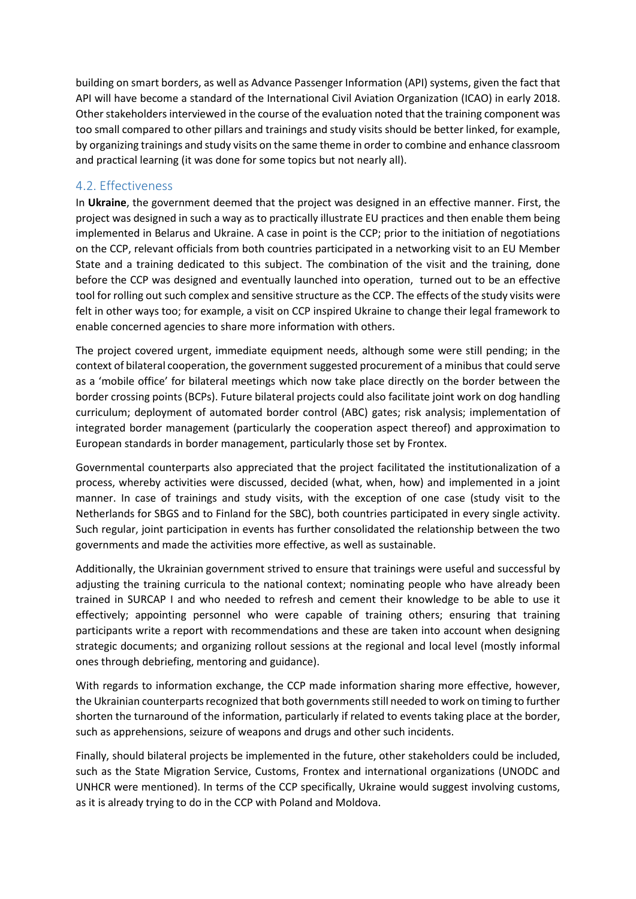building on smart borders, as well as Advance Passenger Information (API) systems, given the fact that API will have become a standard of the International Civil Aviation Organization (ICAO) in early 2018. Other stakeholders interviewed in the course of the evaluation noted that the training component was too small compared to other pillars and trainings and study visits should be better linked, for example, by organizing trainings and study visits on the same theme in order to combine and enhance classroom and practical learning (it was done for some topics but not nearly all).

## 4.2. Effectiveness

In **Ukraine**, the government deemed that the project was designed in an effective manner. First, the project was designed in such a way as to practically illustrate EU practices and then enable them being implemented in Belarus and Ukraine. A case in point is the CCP; prior to the initiation of negotiations on the CCP, relevant officials from both countries participated in a networking visit to an EU Member State and a training dedicated to this subject. The combination of the visit and the training, done before the CCP was designed and eventually launched into operation, turned out to be an effective tool for rolling out such complex and sensitive structure as the CCP. The effects of the study visits were felt in other ways too; for example, a visit on CCP inspired Ukraine to change their legal framework to enable concerned agencies to share more information with others.

The project covered urgent, immediate equipment needs, although some were still pending; in the context of bilateral cooperation, the government suggested procurement of a minibus that could serve as a 'mobile office' for bilateral meetings which now take place directly on the border between the border crossing points (BCPs). Future bilateral projects could also facilitate joint work on dog handling curriculum; deployment of automated border control (ABC) gates; risk analysis; implementation of integrated border management (particularly the cooperation aspect thereof) and approximation to European standards in border management, particularly those set by Frontex.

Governmental counterparts also appreciated that the project facilitated the institutionalization of a process, whereby activities were discussed, decided (what, when, how) and implemented in a joint manner. In case of trainings and study visits, with the exception of one case (study visit to the Netherlands for SBGS and to Finland for the SBC), both countries participated in every single activity. Such regular, joint participation in events has further consolidated the relationship between the two governments and made the activities more effective, as well as sustainable.

Additionally, the Ukrainian government strived to ensure that trainings were useful and successful by adjusting the training curricula to the national context; nominating people who have already been trained in SURCAP I and who needed to refresh and cement their knowledge to be able to use it effectively; appointing personnel who were capable of training others; ensuring that training participants write a report with recommendations and these are taken into account when designing strategic documents; and organizing rollout sessions at the regional and local level (mostly informal ones through debriefing, mentoring and guidance).

With regards to information exchange, the CCP made information sharing more effective, however, the Ukrainian counterparts recognized that both governments still needed to work on timing to further shorten the turnaround of the information, particularly if related to events taking place at the border, such as apprehensions, seizure of weapons and drugs and other such incidents.

Finally, should bilateral projects be implemented in the future, other stakeholders could be included, such as the State Migration Service, Customs, Frontex and international organizations (UNODC and UNHCR were mentioned). In terms of the CCP specifically, Ukraine would suggest involving customs, as it is already trying to do in the CCP with Poland and Moldova.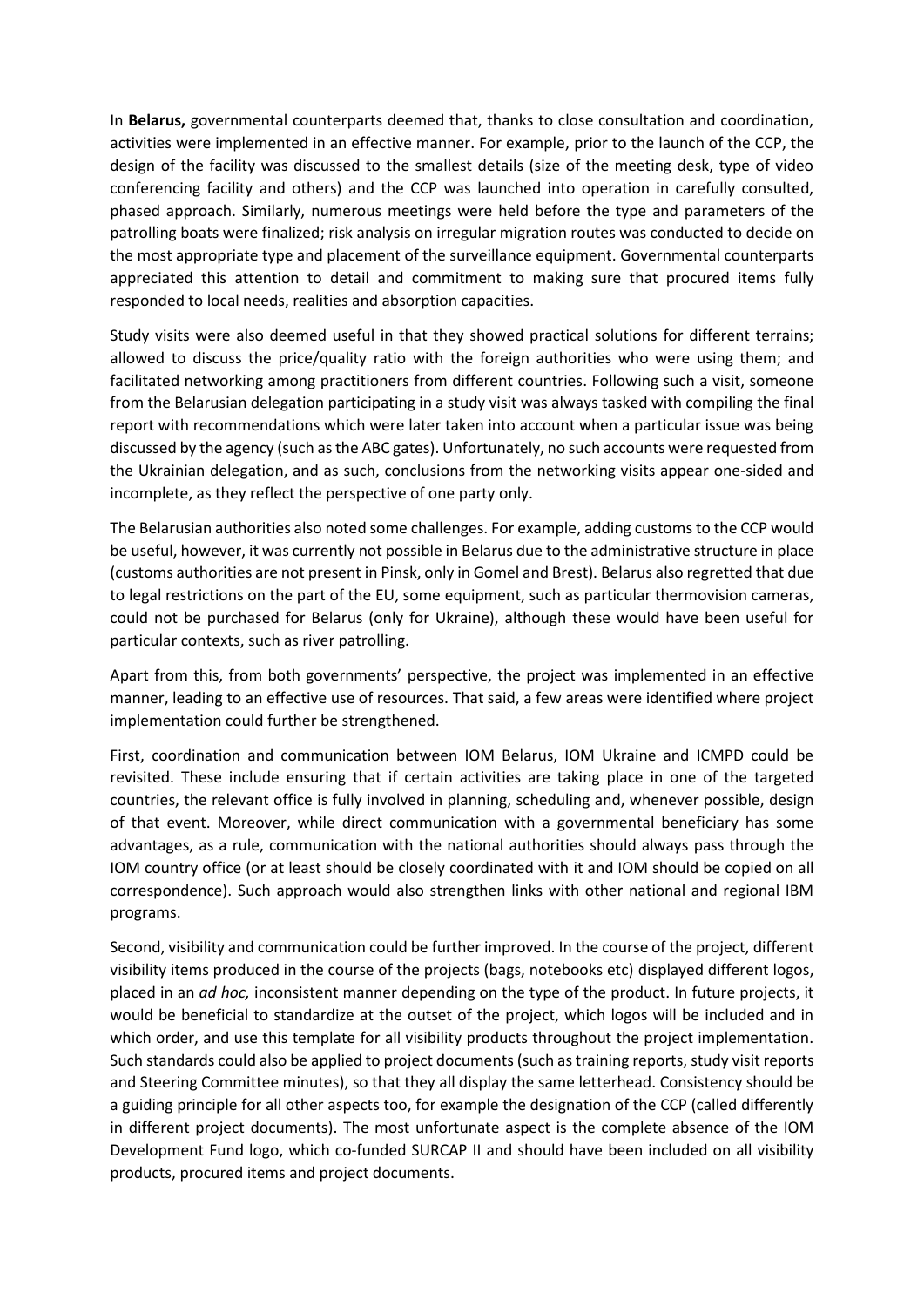In **Belarus,** governmental counterparts deemed that, thanks to close consultation and coordination, activities were implemented in an effective manner. For example, prior to the launch of the CCP, the design of the facility was discussed to the smallest details (size of the meeting desk, type of video conferencing facility and others) and the CCP was launched into operation in carefully consulted, phased approach. Similarly, numerous meetings were held before the type and parameters of the patrolling boats were finalized; risk analysis on irregular migration routes was conducted to decide on the most appropriate type and placement of the surveillance equipment. Governmental counterparts appreciated this attention to detail and commitment to making sure that procured items fully responded to local needs, realities and absorption capacities.

Study visits were also deemed useful in that they showed practical solutions for different terrains; allowed to discuss the price/quality ratio with the foreign authorities who were using them; and facilitated networking among practitioners from different countries. Following such a visit, someone from the Belarusian delegation participating in a study visit was always tasked with compiling the final report with recommendations which were later taken into account when a particular issue was being discussed by the agency (such as the ABC gates). Unfortunately, no such accounts were requested from the Ukrainian delegation, and as such, conclusions from the networking visits appear one-sided and incomplete, as they reflect the perspective of one party only.

The Belarusian authorities also noted some challenges. For example, adding customs to the CCP would be useful, however, it was currently not possible in Belarus due to the administrative structure in place (customs authorities are not present in Pinsk, only in Gomel and Brest). Belarus also regretted that due to legal restrictions on the part of the EU, some equipment, such as particular thermovision cameras, could not be purchased for Belarus (only for Ukraine), although these would have been useful for particular contexts, such as river patrolling.

Apart from this, from both governments' perspective, the project was implemented in an effective manner, leading to an effective use of resources. That said, a few areas were identified where project implementation could further be strengthened.

First, coordination and communication between IOM Belarus, IOM Ukraine and ICMPD could be revisited. These include ensuring that if certain activities are taking place in one of the targeted countries, the relevant office is fully involved in planning, scheduling and, whenever possible, design of that event. Moreover, while direct communication with a governmental beneficiary has some advantages, as a rule, communication with the national authorities should always pass through the IOM country office (or at least should be closely coordinated with it and IOM should be copied on all correspondence). Such approach would also strengthen links with other national and regional IBM programs.

Second, visibility and communication could be further improved. In the course of the project, different visibility items produced in the course of the projects (bags, notebooks etc) displayed different logos, placed in an *ad hoc,* inconsistent manner depending on the type of the product. In future projects, it would be beneficial to standardize at the outset of the project, which logos will be included and in which order, and use this template for all visibility products throughout the project implementation. Such standards could also be applied to project documents (such as training reports, study visit reports and Steering Committee minutes), so that they all display the same letterhead. Consistency should be a guiding principle for all other aspects too, for example the designation of the CCP (called differently in different project documents). The most unfortunate aspect is the complete absence of the IOM Development Fund logo, which co-funded SURCAP II and should have been included on all visibility products, procured items and project documents.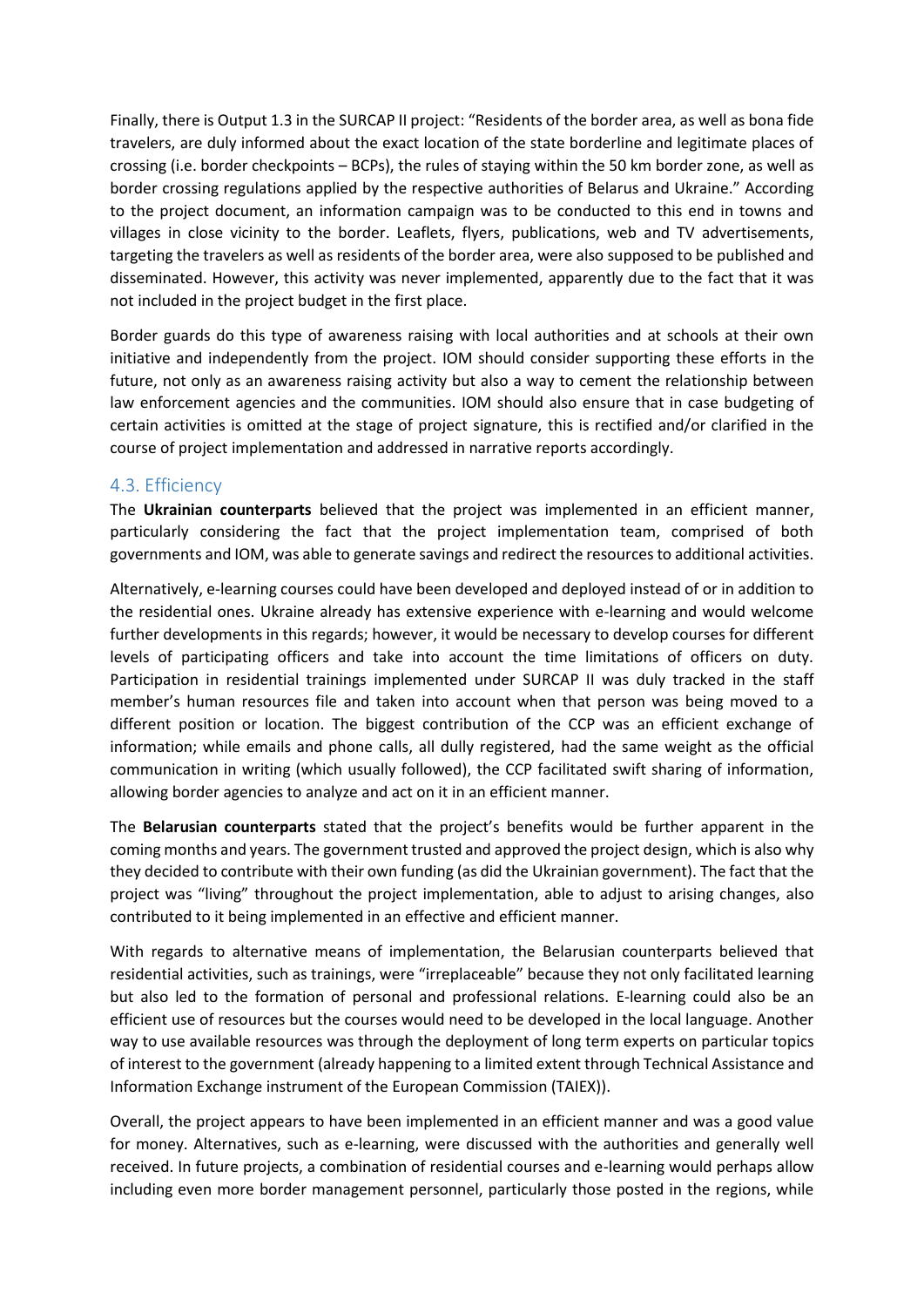Finally, there is Output 1.3 in the SURCAP II project: "Residents of the border area, as well as bona fide travelers, are duly informed about the exact location of the state borderline and legitimate places of crossing (i.e. border checkpoints – BCPs), the rules of staying within the 50 km border zone, as well as border crossing regulations applied by the respective authorities of Belarus and Ukraine." According to the project document, an information campaign was to be conducted to this end in towns and villages in close vicinity to the border. Leaflets, flyers, publications, web and TV advertisements, targeting the travelers as well as residents of the border area, were also supposed to be published and disseminated. However, this activity was never implemented, apparently due to the fact that it was not included in the project budget in the first place.

Border guards do this type of awareness raising with local authorities and at schools at their own initiative and independently from the project. IOM should consider supporting these efforts in the future, not only as an awareness raising activity but also a way to cement the relationship between law enforcement agencies and the communities. IOM should also ensure that in case budgeting of certain activities is omitted at the stage of project signature, this is rectified and/or clarified in the course of project implementation and addressed in narrative reports accordingly.

## 4.3. Efficiency

The **Ukrainian counterparts** believed that the project was implemented in an efficient manner, particularly considering the fact that the project implementation team, comprised of both governments and IOM, was able to generate savings and redirect the resources to additional activities.

Alternatively, e-learning courses could have been developed and deployed instead of or in addition to the residential ones. Ukraine already has extensive experience with e-learning and would welcome further developments in this regards; however, it would be necessary to develop courses for different levels of participating officers and take into account the time limitations of officers on duty. Participation in residential trainings implemented under SURCAP II was duly tracked in the staff member's human resources file and taken into account when that person was being moved to a different position or location. The biggest contribution of the CCP was an efficient exchange of information; while emails and phone calls, all dully registered, had the same weight as the official communication in writing (which usually followed), the CCP facilitated swift sharing of information, allowing border agencies to analyze and act on it in an efficient manner.

The **Belarusian counterparts** stated that the project's benefits would be further apparent in the coming months and years. The government trusted and approved the project design, which is also why they decided to contribute with their own funding (as did the Ukrainian government). The fact that the project was "living" throughout the project implementation, able to adjust to arising changes, also contributed to it being implemented in an effective and efficient manner.

With regards to alternative means of implementation, the Belarusian counterparts believed that residential activities, such as trainings, were "irreplaceable" because they not only facilitated learning but also led to the formation of personal and professional relations. E-learning could also be an efficient use of resources but the courses would need to be developed in the local language. Another way to use available resources was through the deployment of long term experts on particular topics of interest to the government (already happening to a limited extent through Technical Assistance and Information Exchange instrument of the European Commission (TAIEX)).

Overall, the project appears to have been implemented in an efficient manner and was a good value for money. Alternatives, such as e-learning, were discussed with the authorities and generally well received. In future projects, a combination of residential courses and e-learning would perhaps allow including even more border management personnel, particularly those posted in the regions, while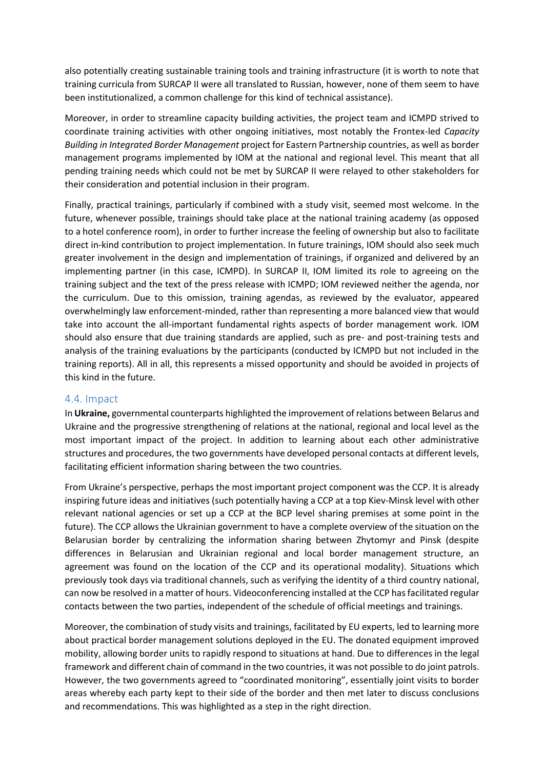also potentially creating sustainable training tools and training infrastructure (it is worth to note that training curricula from SURCAP II were all translated to Russian, however, none of them seem to have been institutionalized, a common challenge for this kind of technical assistance).

Moreover, in order to streamline capacity building activities, the project team and ICMPD strived to coordinate training activities with other ongoing initiatives, most notably the Frontex-led *Capacity Building in Integrated Border Management* project for Eastern Partnership countries, as well as border management programs implemented by IOM at the national and regional level. This meant that all pending training needs which could not be met by SURCAP II were relayed to other stakeholders for their consideration and potential inclusion in their program.

Finally, practical trainings, particularly if combined with a study visit, seemed most welcome. In the future, whenever possible, trainings should take place at the national training academy (as opposed to a hotel conference room), in order to further increase the feeling of ownership but also to facilitate direct in-kind contribution to project implementation. In future trainings, IOM should also seek much greater involvement in the design and implementation of trainings, if organized and delivered by an implementing partner (in this case, ICMPD). In SURCAP II, IOM limited its role to agreeing on the training subject and the text of the press release with ICMPD; IOM reviewed neither the agenda, nor the curriculum. Due to this omission, training agendas, as reviewed by the evaluator, appeared overwhelmingly law enforcement-minded, rather than representing a more balanced view that would take into account the all-important fundamental rights aspects of border management work. IOM should also ensure that due training standards are applied, such as pre- and post-training tests and analysis of the training evaluations by the participants (conducted by ICMPD but not included in the training reports). All in all, this represents a missed opportunity and should be avoided in projects of this kind in the future.

## 4.4. Impact

In **Ukraine,** governmental counterparts highlighted the improvement of relations between Belarus and Ukraine and the progressive strengthening of relations at the national, regional and local level as the most important impact of the project. In addition to learning about each other administrative structures and procedures, the two governments have developed personal contacts at different levels, facilitating efficient information sharing between the two countries.

From Ukraine's perspective, perhaps the most important project component was the CCP. It is already inspiring future ideas and initiatives (such potentially having a CCP at a top Kiev-Minsk level with other relevant national agencies or set up a CCP at the BCP level sharing premises at some point in the future). The CCP allows the Ukrainian government to have a complete overview of the situation on the Belarusian border by centralizing the information sharing between Zhytomyr and Pinsk (despite differences in Belarusian and Ukrainian regional and local border management structure, an agreement was found on the location of the CCP and its operational modality). Situations which previously took days via traditional channels, such as verifying the identity of a third country national, can now be resolved in a matter of hours. Videoconferencing installed at the CCP has facilitated regular contacts between the two parties, independent of the schedule of official meetings and trainings.

Moreover, the combination of study visits and trainings, facilitated by EU experts, led to learning more about practical border management solutions deployed in the EU. The donated equipment improved mobility, allowing border units to rapidly respond to situations at hand. Due to differences in the legal framework and different chain of command in the two countries, it was not possible to do joint patrols. However, the two governments agreed to "coordinated monitoring", essentially joint visits to border areas whereby each party kept to their side of the border and then met later to discuss conclusions and recommendations. This was highlighted as a step in the right direction.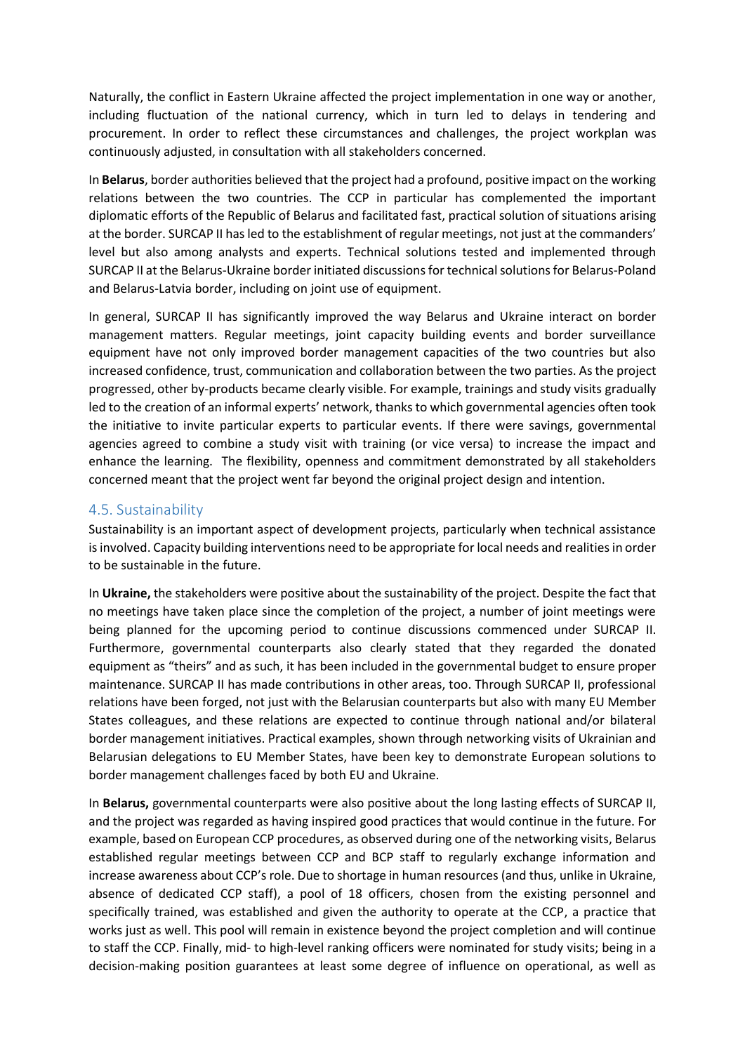Naturally, the conflict in Eastern Ukraine affected the project implementation in one way or another, including fluctuation of the national currency, which in turn led to delays in tendering and procurement. In order to reflect these circumstances and challenges, the project workplan was continuously adjusted, in consultation with all stakeholders concerned.

In **Belarus**, border authorities believed that the project had a profound, positive impact on the working relations between the two countries. The CCP in particular has complemented the important diplomatic efforts of the Republic of Belarus and facilitated fast, practical solution of situations arising at the border. SURCAP II has led to the establishment of regular meetings, not just at the commanders' level but also among analysts and experts. Technical solutions tested and implemented through SURCAP II at the Belarus-Ukraine border initiated discussions for technical solutions for Belarus-Poland and Belarus-Latvia border, including on joint use of equipment.

In general, SURCAP II has significantly improved the way Belarus and Ukraine interact on border management matters. Regular meetings, joint capacity building events and border surveillance equipment have not only improved border management capacities of the two countries but also increased confidence, trust, communication and collaboration between the two parties. As the project progressed, other by-products became clearly visible. For example, trainings and study visits gradually led to the creation of an informal experts' network, thanks to which governmental agencies often took the initiative to invite particular experts to particular events. If there were savings, governmental agencies agreed to combine a study visit with training (or vice versa) to increase the impact and enhance the learning. The flexibility, openness and commitment demonstrated by all stakeholders concerned meant that the project went far beyond the original project design and intention.

## 4.5. Sustainability

Sustainability is an important aspect of development projects, particularly when technical assistance is involved. Capacity building interventions need to be appropriate for local needs and realities in order to be sustainable in the future.

In **Ukraine,** the stakeholders were positive about the sustainability of the project. Despite the fact that no meetings have taken place since the completion of the project, a number of joint meetings were being planned for the upcoming period to continue discussions commenced under SURCAP II. Furthermore, governmental counterparts also clearly stated that they regarded the donated equipment as "theirs" and as such, it has been included in the governmental budget to ensure proper maintenance. SURCAP II has made contributions in other areas, too. Through SURCAP II, professional relations have been forged, not just with the Belarusian counterparts but also with many EU Member States colleagues, and these relations are expected to continue through national and/or bilateral border management initiatives. Practical examples, shown through networking visits of Ukrainian and Belarusian delegations to EU Member States, have been key to demonstrate European solutions to border management challenges faced by both EU and Ukraine.

In **Belarus,** governmental counterparts were also positive about the long lasting effects of SURCAP II, and the project was regarded as having inspired good practices that would continue in the future. For example, based on European CCP procedures, as observed during one of the networking visits, Belarus established regular meetings between CCP and BCP staff to regularly exchange information and increase awareness about CCP's role. Due to shortage in human resources (and thus, unlike in Ukraine, absence of dedicated CCP staff), a pool of 18 officers, chosen from the existing personnel and specifically trained, was established and given the authority to operate at the CCP, a practice that works just as well. This pool will remain in existence beyond the project completion and will continue to staff the CCP. Finally, mid- to high-level ranking officers were nominated for study visits; being in a decision-making position guarantees at least some degree of influence on operational, as well as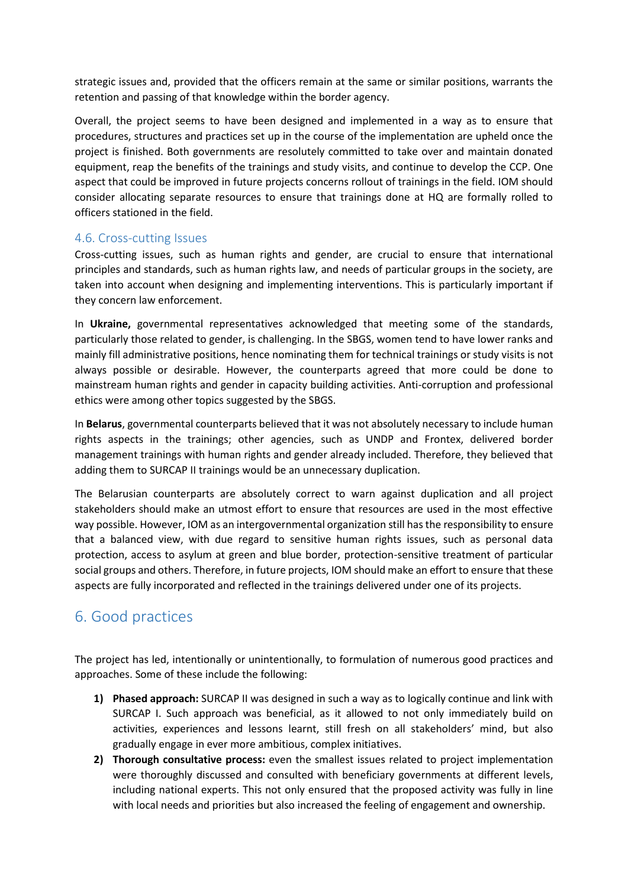strategic issues and, provided that the officers remain at the same or similar positions, warrants the retention and passing of that knowledge within the border agency.

Overall, the project seems to have been designed and implemented in a way as to ensure that procedures, structures and practices set up in the course of the implementation are upheld once the project is finished. Both governments are resolutely committed to take over and maintain donated equipment, reap the benefits of the trainings and study visits, and continue to develop the CCP. One aspect that could be improved in future projects concerns rollout of trainings in the field. IOM should consider allocating separate resources to ensure that trainings done at HQ are formally rolled to officers stationed in the field.

### 4.6. Cross-cutting Issues

Cross-cutting issues, such as human rights and gender, are crucial to ensure that international principles and standards, such as human rights law, and needs of particular groups in the society, are taken into account when designing and implementing interventions. This is particularly important if they concern law enforcement.

In **Ukraine,** governmental representatives acknowledged that meeting some of the standards, particularly those related to gender, is challenging. In the SBGS, women tend to have lower ranks and mainly fill administrative positions, hence nominating them for technical trainings or study visits is not always possible or desirable. However, the counterparts agreed that more could be done to mainstream human rights and gender in capacity building activities. Anti-corruption and professional ethics were among other topics suggested by the SBGS.

In **Belarus**, governmental counterparts believed that it was not absolutely necessary to include human rights aspects in the trainings; other agencies, such as UNDP and Frontex, delivered border management trainings with human rights and gender already included. Therefore, they believed that adding them to SURCAP II trainings would be an unnecessary duplication.

The Belarusian counterparts are absolutely correct to warn against duplication and all project stakeholders should make an utmost effort to ensure that resources are used in the most effective way possible. However, IOM as an intergovernmental organization still has the responsibility to ensure that a balanced view, with due regard to sensitive human rights issues, such as personal data protection, access to asylum at green and blue border, protection-sensitive treatment of particular social groups and others. Therefore, in future projects, IOM should make an effort to ensure that these aspects are fully incorporated and reflected in the trainings delivered under one of its projects.

## 6. Good practices

The project has led, intentionally or unintentionally, to formulation of numerous good practices and approaches. Some of these include the following:

1) **Phased approach:** SURCAP II was designed in such a way as to logically continue and link with SURCAP I. Such approach was beneficial, as it allowed to not only immediately build on activities, experiences and lessons learnt, still fresh on all stakeholders' mind, but also gradually engage in ever more ambitious, complex initiatives.
2) **Thorough consultative process:** even the smallest issues related to project implementation were thoroughly discussed and consulted with beneficiary governments at different levels, including national experts. This not only ensured that the proposed activity was fully in line with local needs and priorities but also increased the feeling of engagement and ownership.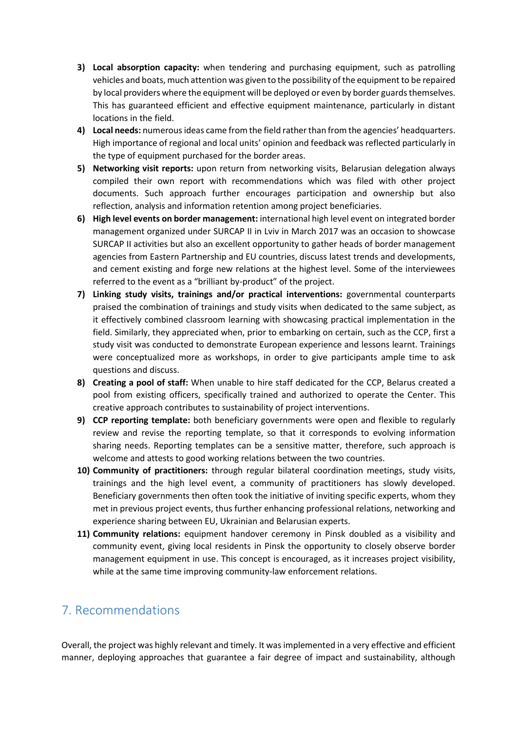3) **Local absorption capacity:** when tendering and purchasing equipment, such as patrolling vehicles and boats, much attention was given to the possibility of the equipment to be repaired by local providers where the equipment will be deployed or even by border guards themselves. This has guaranteed efficient and effective equipment maintenance, particularly in distant locations in the field.
4) **Local needs:** numerous ideas came from the field rather than from the agencies' headquarters. High importance of regional and local units' opinion and feedback was reflected particularly in the type of equipment purchased for the border areas.
5) **Networking visit reports:** upon return from networking visits, Belarusian delegation always compiled their own report with recommendations which was filed with other project documents. Such approach further encourages participation and ownership but also reflection, analysis and information retention among project beneficiaries.
6) **High level events on border management:** international high level event on integrated border management organized under SURCAP II in Lviv in March 2017 was an occasion to showcase SURCAP II activities but also an excellent opportunity to gather heads of border management agencies from Eastern Partnership and EU countries, discuss latest trends and developments, and cement existing and forge new relations at the highest level. Some of the interviewees referred to the event as a "brilliant by-product" of the project.
7) **Linking study visits, trainings and/or practical interventions:** governmental counterparts praised the combination of trainings and study visits when dedicated to the same subject, as it effectively combined classroom learning with showcasing practical implementation in the field. Similarly, they appreciated when, prior to embarking on certain, such as the CCP, first a study visit was conducted to demonstrate European experience and lessons learnt. Trainings were conceptualized more as workshops, in order to give participants ample time to ask questions and discuss.
8) **Creating a pool of staff:** When unable to hire staff dedicated for the CCP, Belarus created a pool from existing officers, specifically trained and authorized to operate the Center. This creative approach contributes to sustainability of project interventions.
9) **CCP reporting template:** both beneficiary governments were open and flexible to regularly review and revise the reporting template, so that it corresponds to evolving information sharing needs. Reporting templates can be a sensitive matter, therefore, such approach is welcome and attests to good working relations between the two countries.
10) **Community of practitioners:** through regular bilateral coordination meetings, study visits, trainings and the high level event, a community of practitioners has slowly developed. Beneficiary governments then often took the initiative of inviting specific experts, whom they met in previous project events, thus further enhancing professional relations, networking and experience sharing between EU, Ukrainian and Belarusian experts.
11) **Community relations:** equipment handover ceremony in Pinsk doubled as a visibility and community event, giving local residents in Pinsk the opportunity to closely observe border management equipment in use. This concept is encouraged, as it increases project visibility, while at the same time improving community-law enforcement relations.

## 7. Recommendations

Overall, the project was highly relevant and timely. It was implemented in a very effective and efficient manner, deploying approaches that guarantee a fair degree of impact and sustainability, although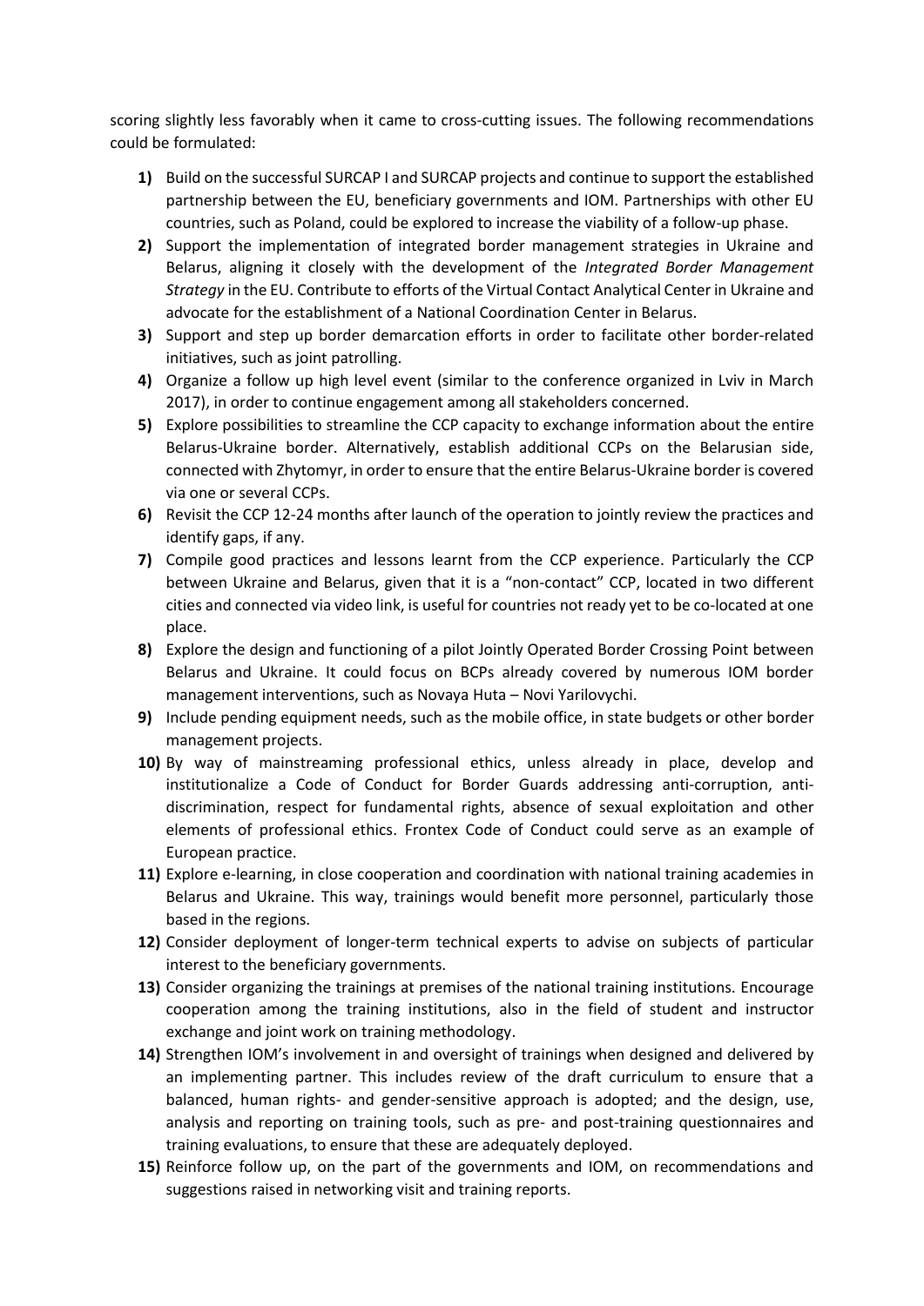scoring slightly less favorably when it came to cross-cutting issues. The following recommendations could be formulated:

1) Build on the successful SURCAP I and SURCAP projects and continue to support the established partnership between the EU, beneficiary governments and IOM. Partnerships with other EU countries, such as Poland, could be explored to increase the viability of a follow-up phase.
2) Support the implementation of integrated border management strategies in Ukraine and Belarus, aligning it closely with the development of the *Integrated Border Management Strategy* in the EU. Contribute to efforts of the Virtual Contact Analytical Center in Ukraine and advocate for the establishment of a National Coordination Center in Belarus.
3) Support and step up border demarcation efforts in order to facilitate other border-related initiatives, such as joint patrolling.
4) Organize a follow up high level event (similar to the conference organized in Lviv in March 2017), in order to continue engagement among all stakeholders concerned.
5) Explore possibilities to streamline the CCP capacity to exchange information about the entire Belarus-Ukraine border. Alternatively, establish additional CCPs on the Belarusian side, connected with Zhytomyr, in order to ensure that the entire Belarus-Ukraine border is covered via one or several CCPs.
6) Revisit the CCP 12-24 months after launch of the operation to jointly review the practices and identify gaps, if any.
7) Compile good practices and lessons learnt from the CCP experience. Particularly the CCP between Ukraine and Belarus, given that it is a "non-contact" CCP, located in two different cities and connected via video link, is useful for countries not ready yet to be co-located at one place.
8) Explore the design and functioning of a pilot Jointly Operated Border Crossing Point between Belarus and Ukraine. It could focus on BCPs already covered by numerous IOM border management interventions, such as Novaya Huta – Novi Yarilovychi.
9) Include pending equipment needs, such as the mobile office, in state budgets or other border management projects.
10) By way of mainstreaming professional ethics, unless already in place, develop and institutionalize a Code of Conduct for Border Guards addressing anti-corruption, anti-discrimination, respect for fundamental rights, absence of sexual exploitation and other elements of professional ethics. Frontex Code of Conduct could serve as an example of European practice.
11) Explore e-learning, in close cooperation and coordination with national training academies in Belarus and Ukraine. This way, trainings would benefit more personnel, particularly those based in the regions.
12) Consider deployment of longer-term technical experts to advise on subjects of particular interest to the beneficiary governments.
13) Consider organizing the trainings at premises of the national training institutions. Encourage cooperation among the training institutions, also in the field of student and instructor exchange and joint work on training methodology.
14) Strengthen IOM's involvement in and oversight of trainings when designed and delivered by an implementing partner. This includes review of the draft curriculum to ensure that a balanced, human rights- and gender-sensitive approach is adopted; and the design, use, analysis and reporting on training tools, such as pre- and post-training questionnaires and training evaluations, to ensure that these are adequately deployed.
15) Reinforce follow up, on the part of the governments and IOM, on recommendations and suggestions raised in networking visit and training reports.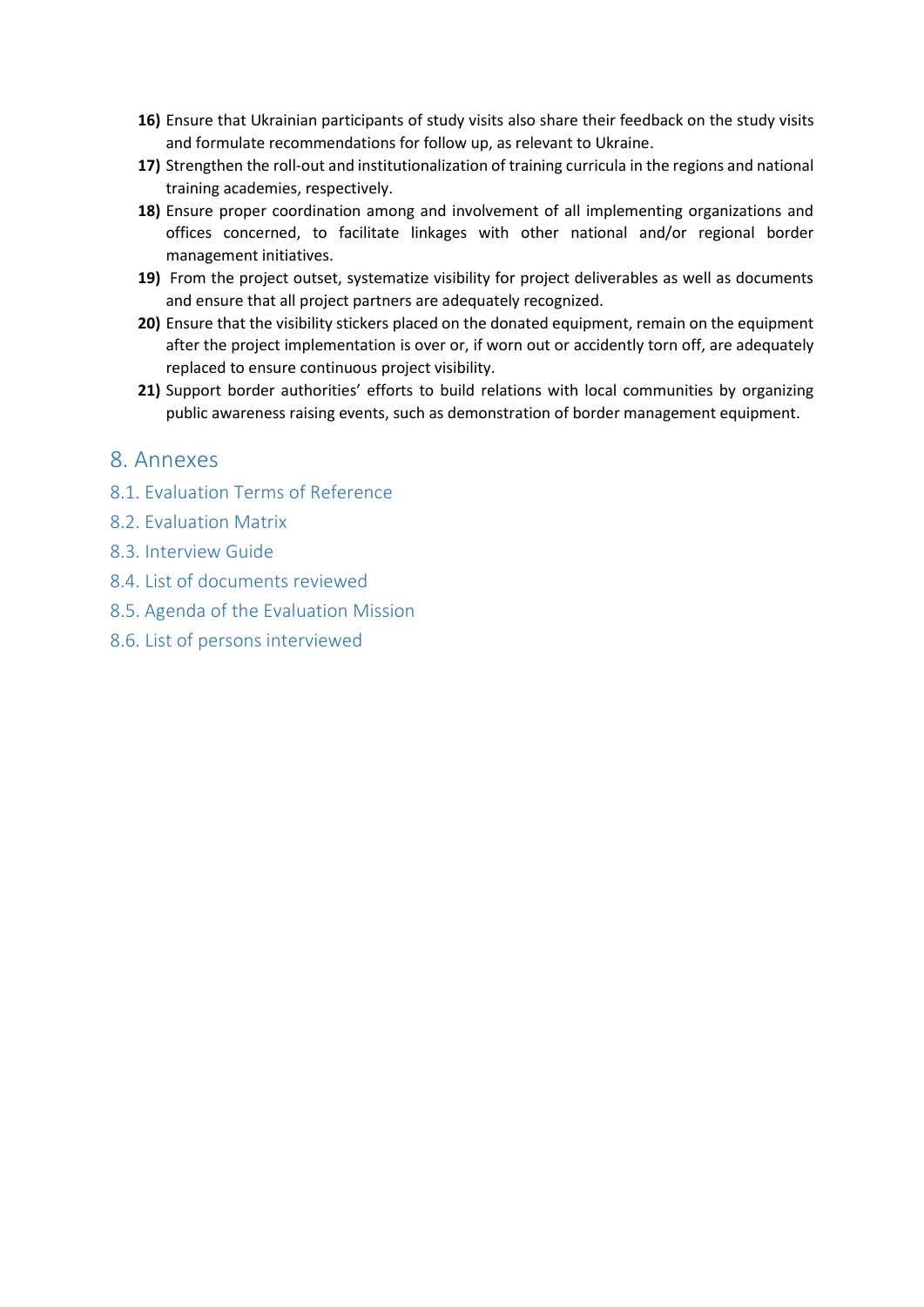16) Ensure that Ukrainian participants of study visits also share their feedback on the study visits and formulate recommendations for follow up, as relevant to Ukraine.
17) Strengthen the roll-out and institutionalization of training curricula in the regions and national training academies, respectively.
18) Ensure proper coordination among and involvement of all implementing organizations and offices concerned, to facilitate linkages with other national and/or regional border management initiatives.
19) From the project outset, systematize visibility for project deliverables as well as documents and ensure that all project partners are adequately recognized.
20) Ensure that the visibility stickers placed on the donated equipment, remain on the equipment after the project implementation is over or, if worn out or accidently torn off, are adequately replaced to ensure continuous project visibility.
21) Support border authorities' efforts to build relations with local communities by organizing public awareness raising events, such as demonstration of border management equipment.

# 8. Annexes

## 8.1. Evaluation Terms of Reference

## 8.2. Evaluation Matrix

## 8.3. Interview Guide

## 8.4. List of documents reviewed

## 8.5. Agenda of the Evaluation Mission

## 8.6. List of persons interviewed